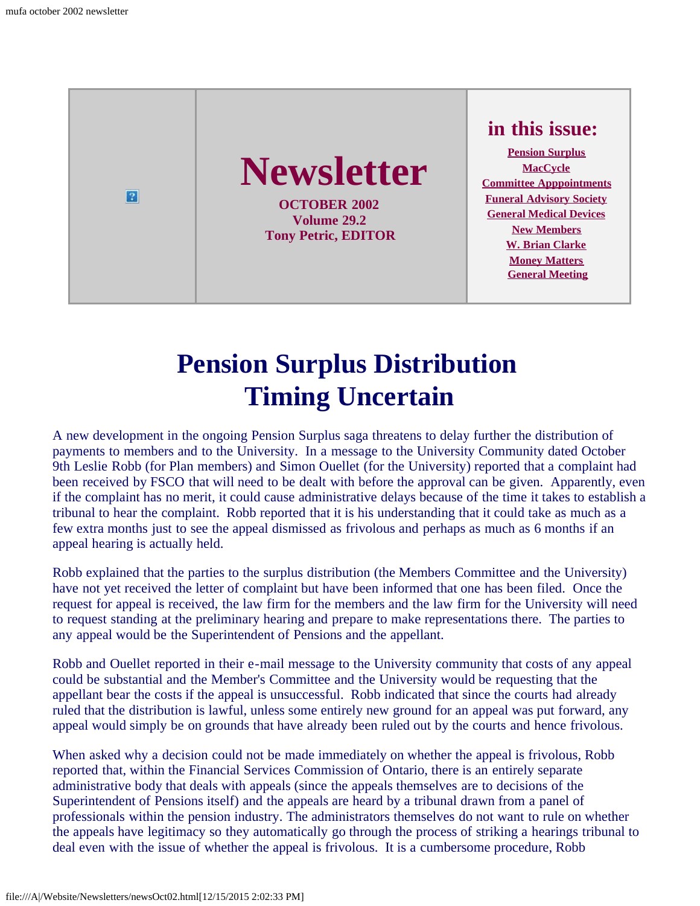# Newsletter

**OCTOBER 2002**
**Volume 29.2**
**Tony Petric, EDITOR**

## in this issue:

- Pension Surplus
- MacCycle
- Committee Appointments
- Funeral Advisory Society
- General Medical Devices
- New Members
- W. Brian Clarke
- Money Matters
- General Meeting

# Pension Surplus Distribution Timing Uncertain

A new development in the ongoing Pension Surplus saga threatens to delay further the distribution of payments to members and to the University. In a message to the University Community dated October 9th Leslie Robb (for Plan members) and Simon Ouellet (for the University) reported that a complaint had been received by FSCO that will need to be dealt with before the approval can be given. Apparently, even if the complaint has no merit, it could cause administrative delays because of the time it takes to establish a tribunal to hear the complaint. Robb reported that it is his understanding that it could take as much as a few extra months just to see the appeal dismissed as frivolous and perhaps as much as 6 months if an appeal hearing is actually held.

Robb explained that the parties to the surplus distribution (the Members Committee and the University) have not yet received the letter of complaint but have been informed that one has been filed. Once the request for appeal is received, the law firm for the members and the law firm for the University will need to request standing at the preliminary hearing and prepare to make representations there. The parties to any appeal would be the Superintendent of Pensions and the appellant.

Robb and Ouellet reported in their e-mail message to the University community that costs of any appeal could be substantial and the Member's Committee and the University would be requesting that the appellant bear the costs if the appeal is unsuccessful. Robb indicated that since the courts had already ruled that the distribution is lawful, unless some entirely new ground for an appeal was put forward, any appeal would simply be on grounds that have already been ruled out by the courts and hence frivolous.

When asked why a decision could not be made immediately on whether the appeal is frivolous, Robb reported that, within the Financial Services Commission of Ontario, there is an entirely separate administrative body that deals with appeals (since the appeals themselves are to decisions of the Superintendent of Pensions itself) and the appeals are heard by a tribunal drawn from a panel of professionals within the pension industry. The administrators themselves do not want to rule on whether the appeals have legitimacy so they automatically go through the process of striking a hearings tribunal to deal even with the issue of whether the appeal is frivolous. It is a cumbersome procedure, Robb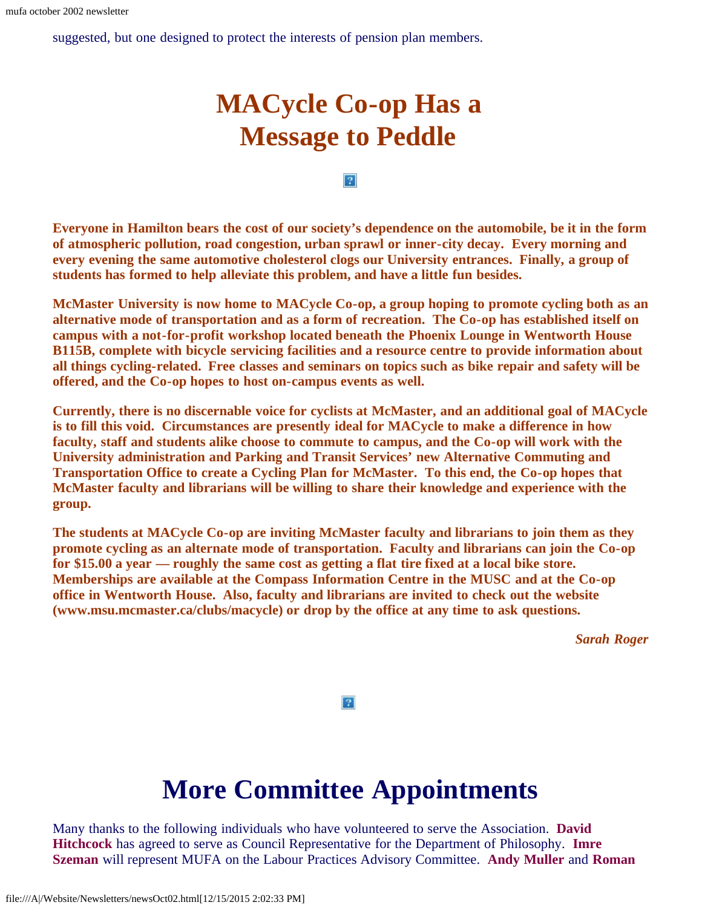suggested, but one designed to protect the interests of pension plan members.

# MACycle Co-op Has a Message to Peddle

**Everyone in Hamilton bears the cost of our society's dependence on the automobile, be it in the form of atmospheric pollution, road congestion, urban sprawl or inner-city decay. Every morning and every evening the same automotive cholesterol clogs our University entrances. Finally, a group of students has formed to help alleviate this problem, and have a little fun besides.**

**McMaster University is now home to MACycle Co-op, a group hoping to promote cycling both as an alternative mode of transportation and as a form of recreation. The Co-op has established itself on campus with a not-for-profit workshop located beneath the Phoenix Lounge in Wentworth House B115B, complete with bicycle servicing facilities and a resource centre to provide information about all things cycling-related. Free classes and seminars on topics such as bike repair and safety will be offered, and the Co-op hopes to host on-campus events as well.**

**Currently, there is no discernable voice for cyclists at McMaster, and an additional goal of MACycle is to fill this void. Circumstances are presently ideal for MACycle to make a difference in how faculty, staff and students alike choose to commute to campus, and the Co-op will work with the University administration and Parking and Transit Services' new Alternative Commuting and Transportation Office to create a Cycling Plan for McMaster. To this end, the Co-op hopes that McMaster faculty and librarians will be willing to share their knowledge and experience with the group.**

**The students at MACycle Co-op are inviting McMaster faculty and librarians to join them as they promote cycling as an alternate mode of transportation. Faculty and librarians can join the Co-op for $15.00 a year — roughly the same cost as getting a flat tire fixed at a local bike store. Memberships are available at the Compass Information Centre in the MUSC and at the Co-op office in Wentworth House. Also, faculty and librarians are invited to check out the website (www.msu.mcmaster.ca/clubs/macycle) or drop by the office at any time to ask questions.**

***Sarah Roger***

# More Committee Appointments

Many thanks to the following individuals who have volunteered to serve the Association. **David Hitchcock** has agreed to serve as Council Representative for the Department of Philosophy. **Imre Szeman** will represent MUFA on the Labour Practices Advisory Committee. **Andy Muller** and **Roman**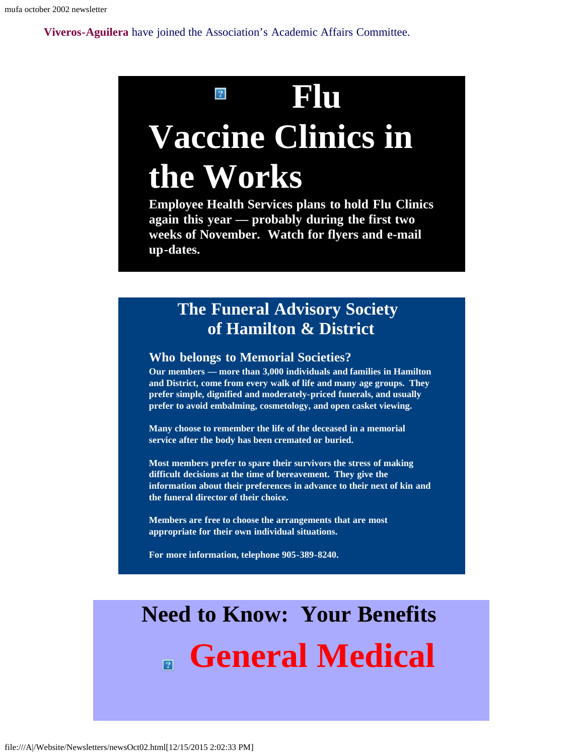**Viveros-Aguilera** have joined the Association's Academic Affairs Committee.

# Flu Vaccine Clinics in the Works

**Employee Health Services plans to hold Flu Clinics again this year — probably during the first two weeks of November. Watch for flyers and e-mail up-dates.**

## The Funeral Advisory Society of Hamilton & District

### Who belongs to Memorial Societies?

**Our members — more than 3,000 individuals and families in Hamilton and District, come from every walk of life and many age groups. They prefer simple, dignified and moderately-priced funerals, and usually prefer to avoid embalming, cosmetology, and open casket viewing.**

**Many choose to remember the life of the deceased in a memorial service after the body has been cremated or buried.**

**Most members prefer to spare their survivors the stress of making difficult decisions at the time of bereavement. They give the information about their preferences in advance to their next of kin and the funeral director of their choice.**

**Members are free to choose the arrangements that are most appropriate for their own individual situations.**

**For more information, telephone 905-389-8240.**

# Need to Know: Your Benefits

# General Medical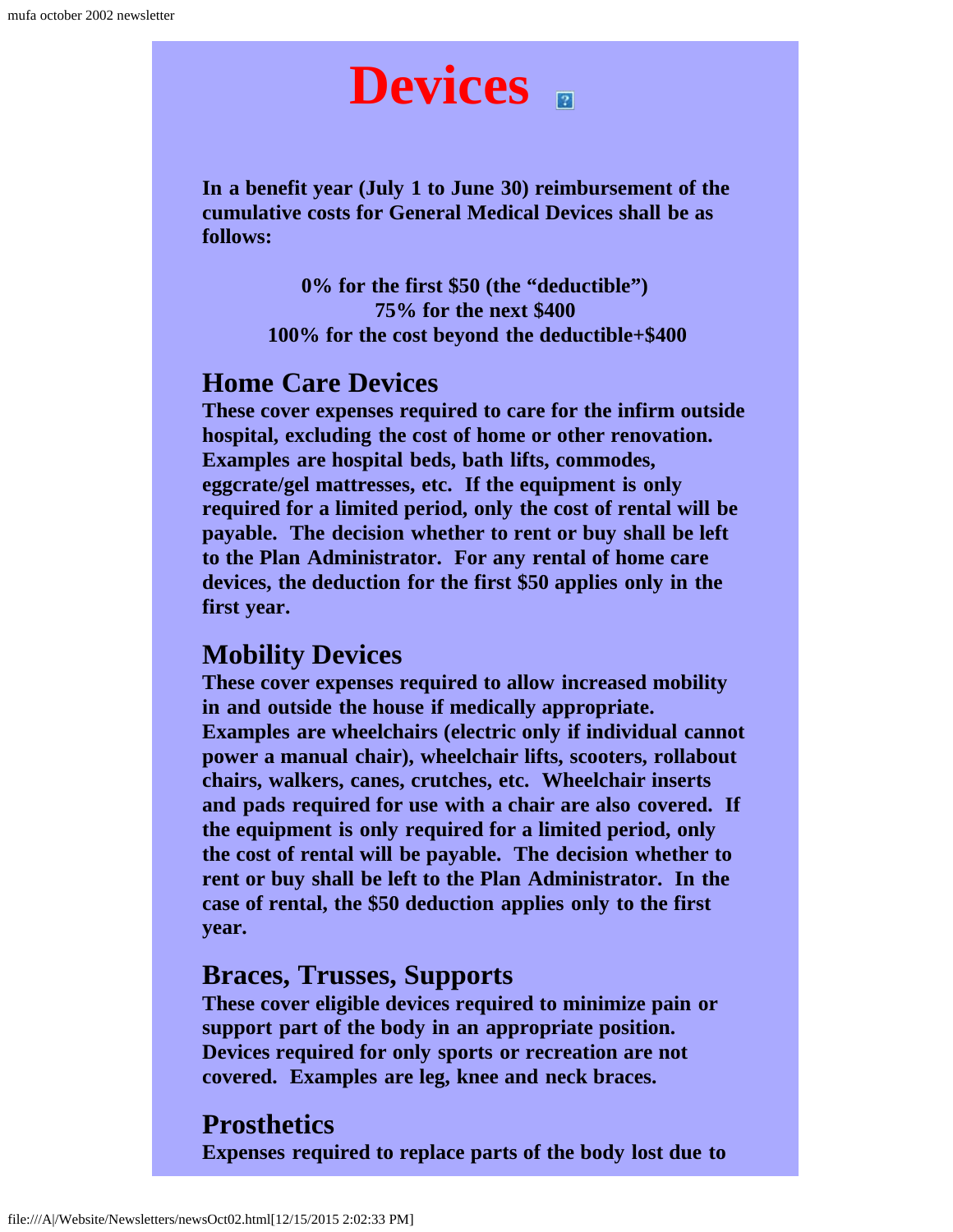# Devices

**In a benefit year (July 1 to June 30) reimbursement of the cumulative costs for General Medical Devices shall be as follows:**

**0% for the first $50 (the "deductible")**
**75% for the next $400**
**100% for the cost beyond the deductible+$400**

## Home Care Devices

**These cover expenses required to care for the infirm outside hospital, excluding the cost of home or other renovation. Examples are hospital beds, bath lifts, commodes, eggcrate/gel mattresses, etc. If the equipment is only required for a limited period, only the cost of rental will be payable. The decision whether to rent or buy shall be left to the Plan Administrator. For any rental of home care devices, the deduction for the first $50 applies only in the first year.**

## Mobility Devices

**These cover expenses required to allow increased mobility in and outside the house if medically appropriate. Examples are wheelchairs (electric only if individual cannot power a manual chair), wheelchair lifts, scooters, rollabout chairs, walkers, canes, crutches, etc. Wheelchair inserts and pads required for use with a chair are also covered. If the equipment is only required for a limited period, only the cost of rental will be payable. The decision whether to rent or buy shall be left to the Plan Administrator. In the case of rental, the $50 deduction applies only to the first year.**

## Braces, Trusses, Supports

**These cover eligible devices required to minimize pain or support part of the body in an appropriate position. Devices required for only sports or recreation are not covered. Examples are leg, knee and neck braces.**

## Prosthetics

**Expenses required to replace parts of the body lost due to**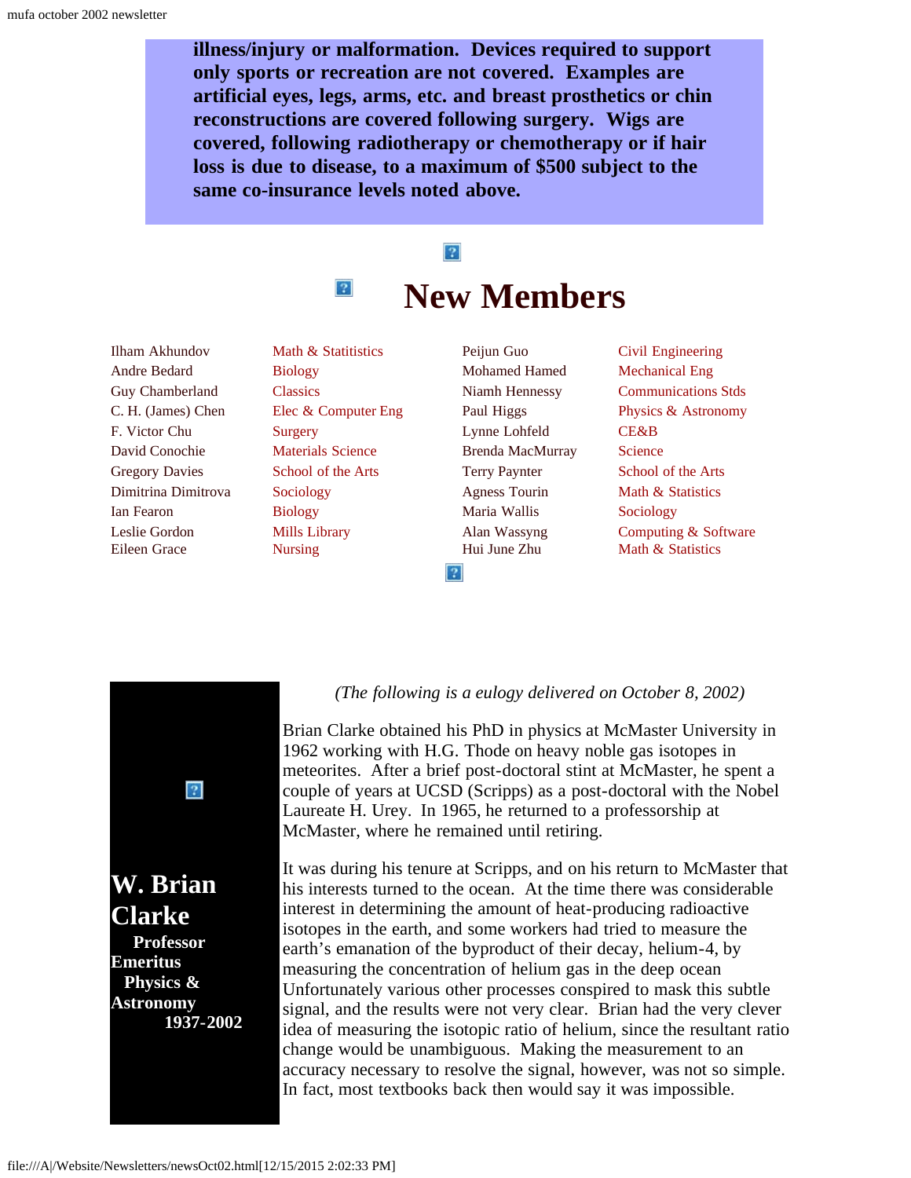**illness/injury or malformation. Devices required to support only sports or recreation are not covered. Examples are artificial eyes, legs, arms, etc. and breast prosthetics or chin reconstructions are covered following surgery. Wigs are covered, following radiotherapy or chemotherapy or if hair loss is due to disease, to a maximum of $500 subject to the same co-insurance levels noted above.**

# New Members

| Name | Department | Name | Department |
|---|---|---|---|
| Ilham Akhundov | Math & Statitistics | Peijun Guo | Civil Engineering |
| Andre Bedard | Biology | Mohamed Hamed | Mechanical Eng |
| Guy Chamberland | Classics | Niamh Hennessy | Communications Stds |
| C. H. (James) Chen | Elec & Computer Eng | Paul Higgs | Physics & Astronomy |
| F. Victor Chu | Surgery | Lynne Lohfeld | CE&B |
| David Conochie | Materials Science | Brenda MacMurray | Science |
| Gregory Davies | School of the Arts | Terry Paynter | School of the Arts |
| Dimitrina Dimitrova | Sociology | Agness Tourin | Math & Statistics |
| Ian Fearon | Biology | Maria Wallis | Sociology |
| Leslie Gordon | Mills Library | Alan Wassyng | Computing & Software |
| Eileen Grace | Nursing | Hui June Zhu | Math & Statistics |

## W. Brian Clarke

**Professor Emeritus**
**Physics & Astronomy**
**1937-2002**

*(The following is a eulogy delivered on October 8, 2002)*

Brian Clarke obtained his PhD in physics at McMaster University in 1962 working with H.G. Thode on heavy noble gas isotopes in meteorites. After a brief post-doctoral stint at McMaster, he spent a couple of years at UCSD (Scripps) as a post-doctoral with the Nobel Laureate H. Urey. In 1965, he returned to a professorship at McMaster, where he remained until retiring.

It was during his tenure at Scripps, and on his return to McMaster that his interests turned to the ocean. At the time there was considerable interest in determining the amount of heat-producing radioactive isotopes in the earth, and some workers had tried to measure the earth's emanation of the byproduct of their decay, helium-4, by measuring the concentration of helium gas in the deep ocean Unfortunately various other processes conspired to mask this subtle signal, and the results were not very clear. Brian had the very clever idea of measuring the isotopic ratio of helium, since the resultant ratio change would be unambiguous. Making the measurement to an accuracy necessary to resolve the signal, however, was not so simple. In fact, most textbooks back then would say it was impossible.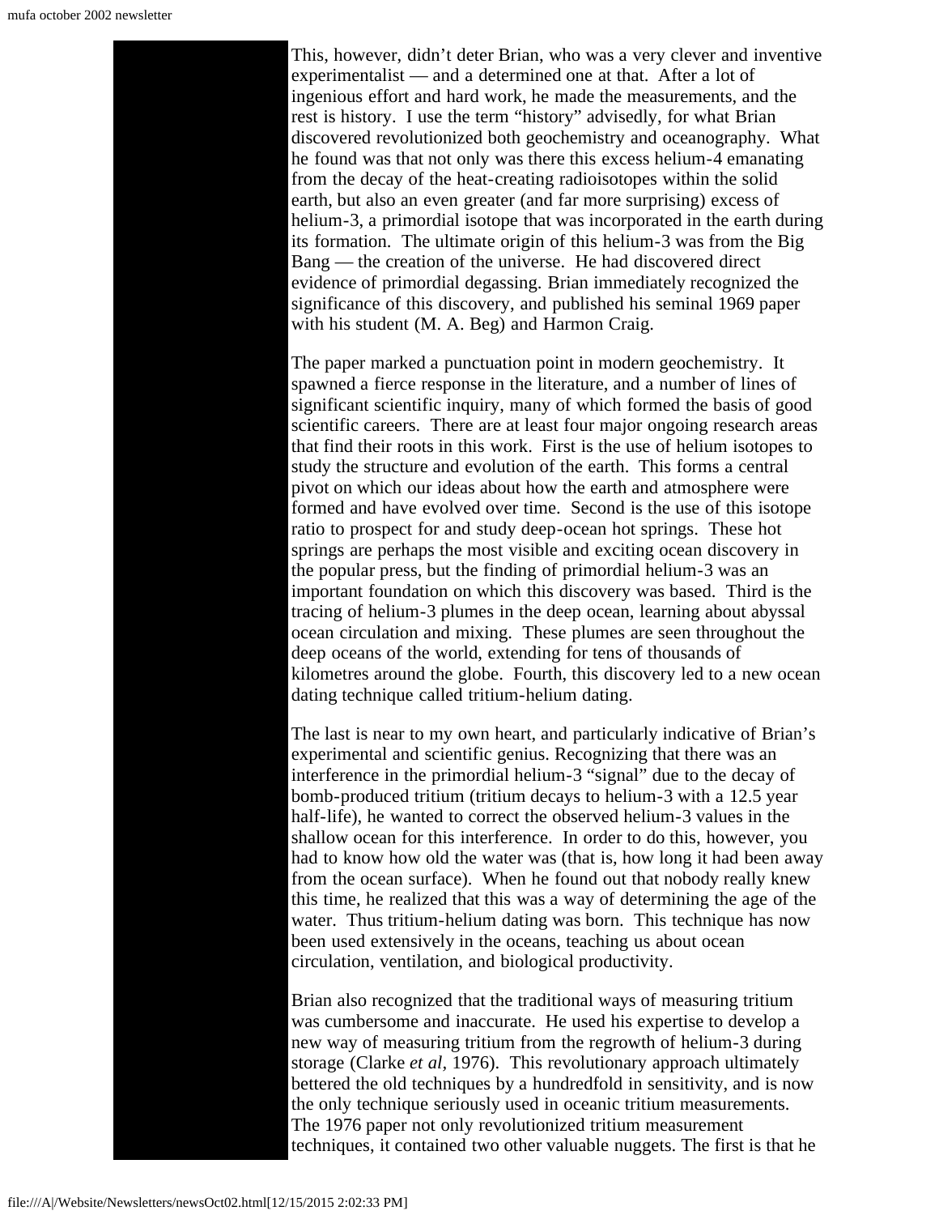This, however, didn't deter Brian, who was a very clever and inventive experimentalist — and a determined one at that. After a lot of ingenious effort and hard work, he made the measurements, and the rest is history. I use the term "history" advisedly, for what Brian discovered revolutionized both geochemistry and oceanography. What he found was that not only was there this excess helium-4 emanating from the decay of the heat-creating radioisotopes within the solid earth, but also an even greater (and far more surprising) excess of helium-3, a primordial isotope that was incorporated in the earth during its formation. The ultimate origin of this helium-3 was from the Big Bang — the creation of the universe. He had discovered direct evidence of primordial degassing. Brian immediately recognized the significance of this discovery, and published his seminal 1969 paper with his student (M. A. Beg) and Harmon Craig.

The paper marked a punctuation point in modern geochemistry. It spawned a fierce response in the literature, and a number of lines of significant scientific inquiry, many of which formed the basis of good scientific careers. There are at least four major ongoing research areas that find their roots in this work. First is the use of helium isotopes to study the structure and evolution of the earth. This forms a central pivot on which our ideas about how the earth and atmosphere were formed and have evolved over time. Second is the use of this isotope ratio to prospect for and study deep-ocean hot springs. These hot springs are perhaps the most visible and exciting ocean discovery in the popular press, but the finding of primordial helium-3 was an important foundation on which this discovery was based. Third is the tracing of helium-3 plumes in the deep ocean, learning about abyssal ocean circulation and mixing. These plumes are seen throughout the deep oceans of the world, extending for tens of thousands of kilometres around the globe. Fourth, this discovery led to a new ocean dating technique called tritium-helium dating.

The last is near to my own heart, and particularly indicative of Brian's experimental and scientific genius. Recognizing that there was an interference in the primordial helium-3 "signal" due to the decay of bomb-produced tritium (tritium decays to helium-3 with a 12.5 year half-life), he wanted to correct the observed helium-3 values in the shallow ocean for this interference. In order to do this, however, you had to know how old the water was (that is, how long it had been away from the ocean surface). When he found out that nobody really knew this time, he realized that this was a way of determining the age of the water. Thus tritium-helium dating was born. This technique has now been used extensively in the oceans, teaching us about ocean circulation, ventilation, and biological productivity.

Brian also recognized that the traditional ways of measuring tritium was cumbersome and inaccurate. He used his expertise to develop a new way of measuring tritium from the regrowth of helium-3 during storage (Clarke *et al*, 1976). This revolutionary approach ultimately bettered the old techniques by a hundredfold in sensitivity, and is now the only technique seriously used in oceanic tritium measurements. The 1976 paper not only revolutionized tritium measurement techniques, it contained two other valuable nuggets. The first is that he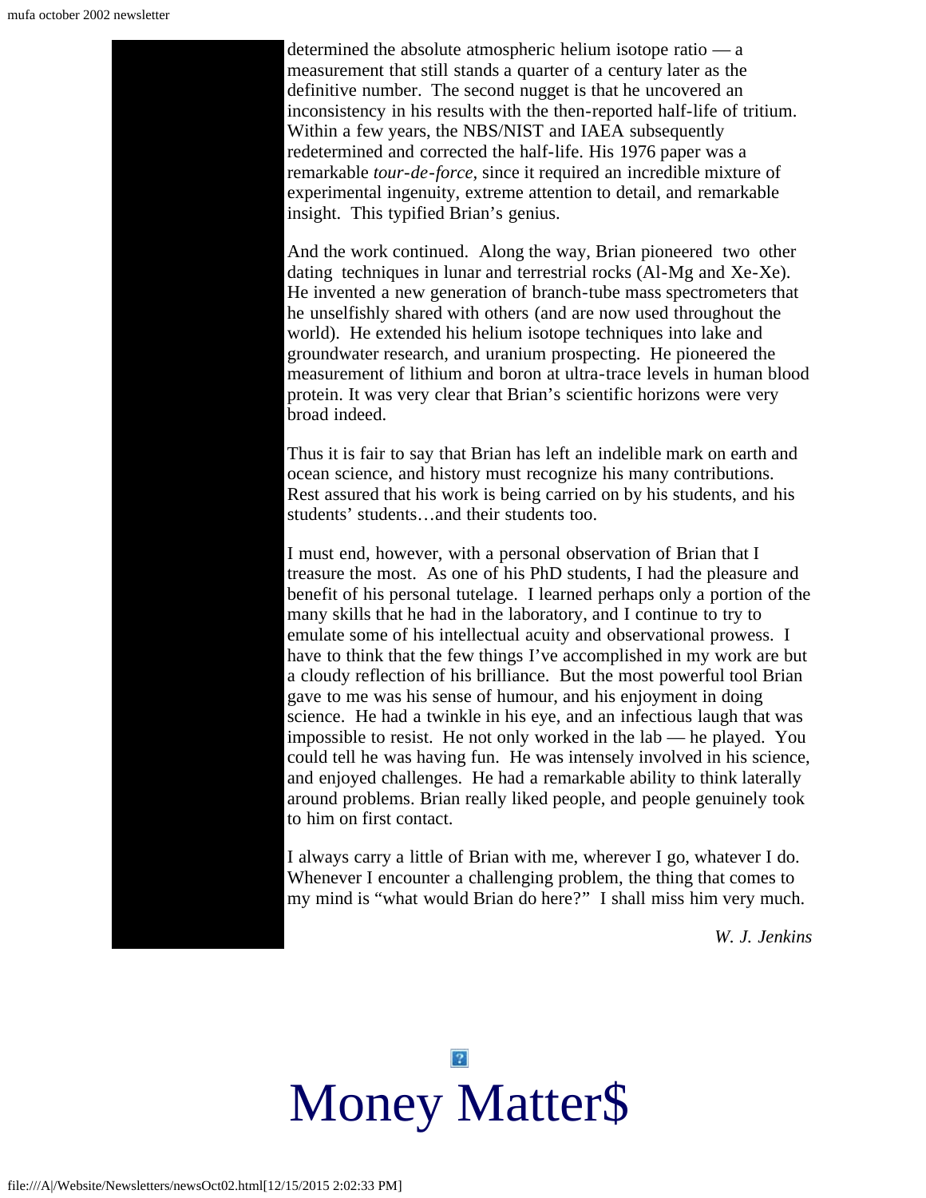determined the absolute atmospheric helium isotope ratio — a measurement that still stands a quarter of a century later as the definitive number. The second nugget is that he uncovered an inconsistency in his results with the then-reported half-life of tritium. Within a few years, the NBS/NIST and IAEA subsequently redetermined and corrected the half-life. His 1976 paper was a remarkable *tour-de-force*, since it required an incredible mixture of experimental ingenuity, extreme attention to detail, and remarkable insight. This typified Brian's genius.

And the work continued. Along the way, Brian pioneered two other dating techniques in lunar and terrestrial rocks (Al-Mg and Xe-Xe). He invented a new generation of branch-tube mass spectrometers that he unselfishly shared with others (and are now used throughout the world). He extended his helium isotope techniques into lake and groundwater research, and uranium prospecting. He pioneered the measurement of lithium and boron at ultra-trace levels in human blood protein. It was very clear that Brian's scientific horizons were very broad indeed.

Thus it is fair to say that Brian has left an indelible mark on earth and ocean science, and history must recognize his many contributions. Rest assured that his work is being carried on by his students, and his students' students…and their students too.

I must end, however, with a personal observation of Brian that I treasure the most. As one of his PhD students, I had the pleasure and benefit of his personal tutelage. I learned perhaps only a portion of the many skills that he had in the laboratory, and I continue to try to emulate some of his intellectual acuity and observational prowess. I have to think that the few things I've accomplished in my work are but a cloudy reflection of his brilliance. But the most powerful tool Brian gave to me was his sense of humour, and his enjoyment in doing science. He had a twinkle in his eye, and an infectious laugh that was impossible to resist. He not only worked in the lab — he played. You could tell he was having fun. He was intensely involved in his science, and enjoyed challenges. He had a remarkable ability to think laterally around problems. Brian really liked people, and people genuinely took to him on first contact.

I always carry a little of Brian with me, wherever I go, whatever I do. Whenever I encounter a challenging problem, the thing that comes to my mind is "what would Brian do here?" I shall miss him very much.

*W. J. Jenkins*

# Money Matter$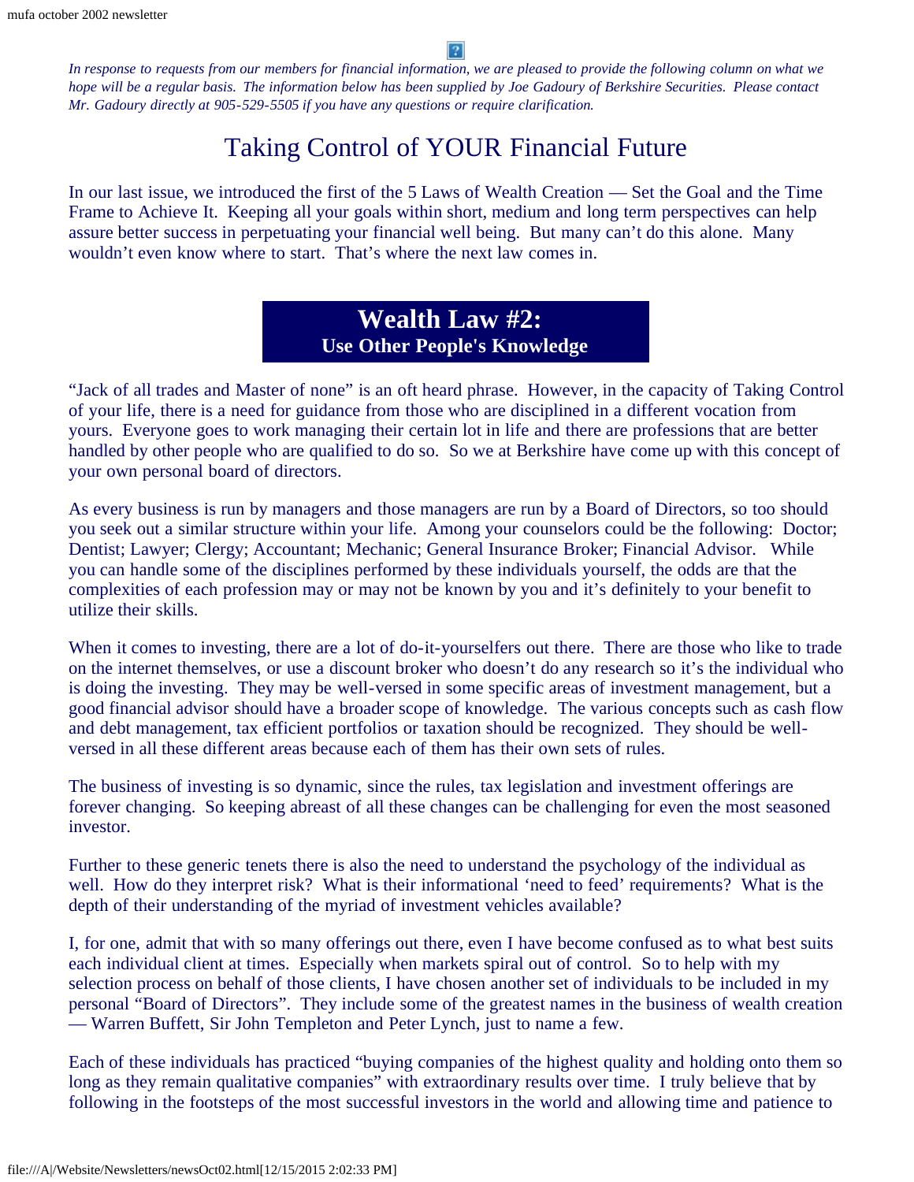*In response to requests from our members for financial information, we are pleased to provide the following column on what we hope will be a regular basis. The information below has been supplied by Joe Gadoury of Berkshire Securities. Please contact Mr. Gadoury directly at 905-529-5505 if you have any questions or require clarification.*

# Taking Control of YOUR Financial Future

In our last issue, we introduced the first of the 5 Laws of Wealth Creation — Set the Goal and the Time Frame to Achieve It. Keeping all your goals within short, medium and long term perspectives can help assure better success in perpetuating your financial well being. But many can't do this alone. Many wouldn't even know where to start. That's where the next law comes in.

## Wealth Law #2:
### Use Other People's Knowledge

"Jack of all trades and Master of none" is an oft heard phrase. However, in the capacity of Taking Control of your life, there is a need for guidance from those who are disciplined in a different vocation from yours. Everyone goes to work managing their certain lot in life and there are professions that are better handled by other people who are qualified to do so. So we at Berkshire have come up with this concept of your own personal board of directors.

As every business is run by managers and those managers are run by a Board of Directors, so too should you seek out a similar structure within your life. Among your counselors could be the following: Doctor; Dentist; Lawyer; Clergy; Accountant; Mechanic; General Insurance Broker; Financial Advisor. While you can handle some of the disciplines performed by these individuals yourself, the odds are that the complexities of each profession may or may not be known by you and it's definitely to your benefit to utilize their skills.

When it comes to investing, there are a lot of do-it-yourselfers out there. There are those who like to trade on the internet themselves, or use a discount broker who doesn't do any research so it's the individual who is doing the investing. They may be well-versed in some specific areas of investment management, but a good financial advisor should have a broader scope of knowledge. The various concepts such as cash flow and debt management, tax efficient portfolios or taxation should be recognized. They should be well-versed in all these different areas because each of them has their own sets of rules.

The business of investing is so dynamic, since the rules, tax legislation and investment offerings are forever changing. So keeping abreast of all these changes can be challenging for even the most seasoned investor.

Further to these generic tenets there is also the need to understand the psychology of the individual as well. How do they interpret risk? What is their informational 'need to feed' requirements? What is the depth of their understanding of the myriad of investment vehicles available?

I, for one, admit that with so many offerings out there, even I have become confused as to what best suits each individual client at times. Especially when markets spiral out of control. So to help with my selection process on behalf of those clients, I have chosen another set of individuals to be included in my personal "Board of Directors". They include some of the greatest names in the business of wealth creation — Warren Buffett, Sir John Templeton and Peter Lynch, just to name a few.

Each of these individuals has practiced "buying companies of the highest quality and holding onto them so long as they remain qualitative companies" with extraordinary results over time. I truly believe that by following in the footsteps of the most successful investors in the world and allowing time and patience to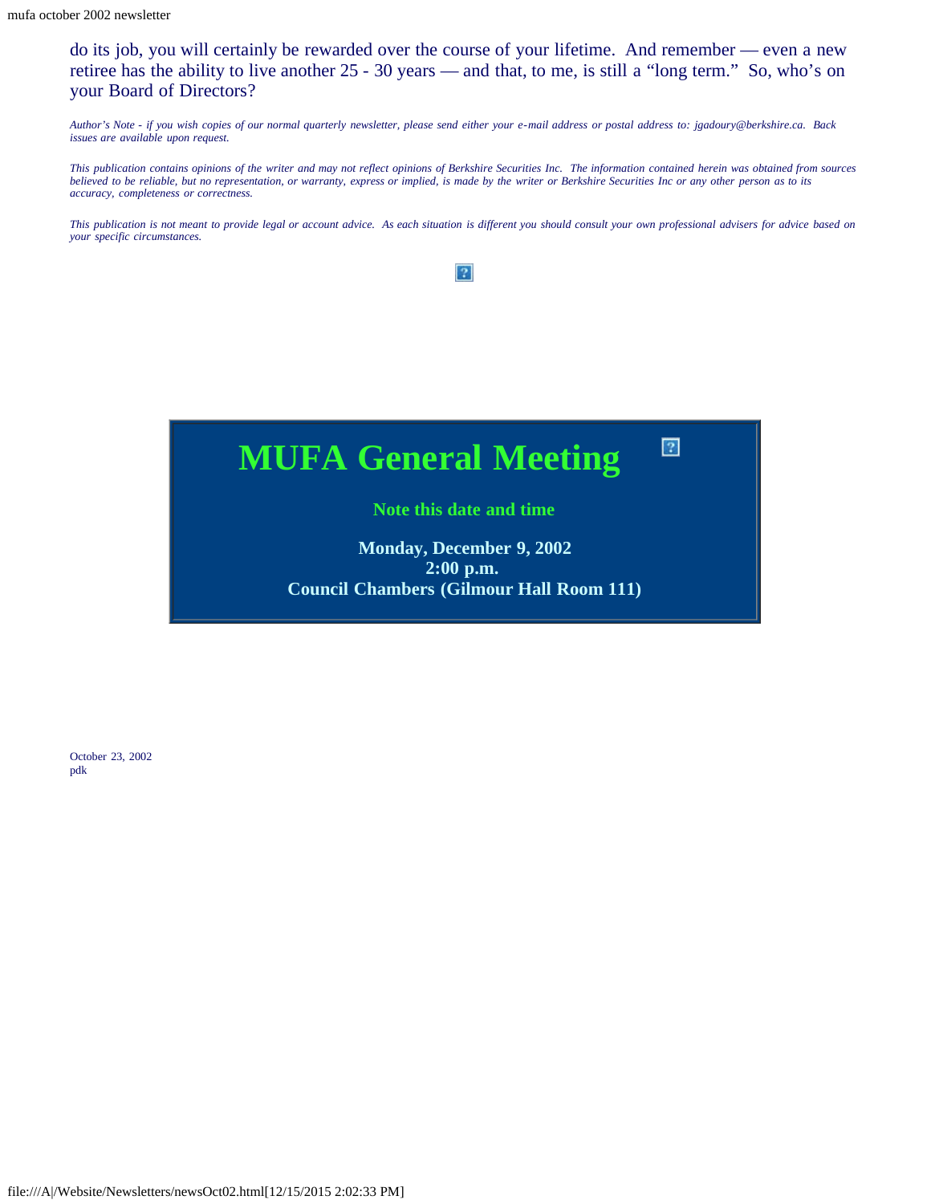do its job, you will certainly be rewarded over the course of your lifetime. And remember — even a new retiree has the ability to live another 25 - 30 years — and that, to me, is still a "long term." So, who's on your Board of Directors?

*Author's Note - if you wish copies of our normal quarterly newsletter, please send either your e-mail address or postal address to: jgadoury@berkshire.ca. Back issues are available upon request.*

*This publication contains opinions of the writer and may not reflect opinions of Berkshire Securities Inc. The information contained herein was obtained from sources believed to be reliable, but no representation, or warranty, express or implied, is made by the writer or Berkshire Securities Inc or any other person as to its accuracy, completeness or correctness.*

*This publication is not meant to provide legal or account advice. As each situation is different you should consult your own professional advisers for advice based on your specific circumstances.*

# MUFA General Meeting

**Note this date and time**

**Monday, December 9, 2002**
**2:00 p.m.**
**Council Chambers (Gilmour Hall Room 111)**

October 23, 2002
pdk